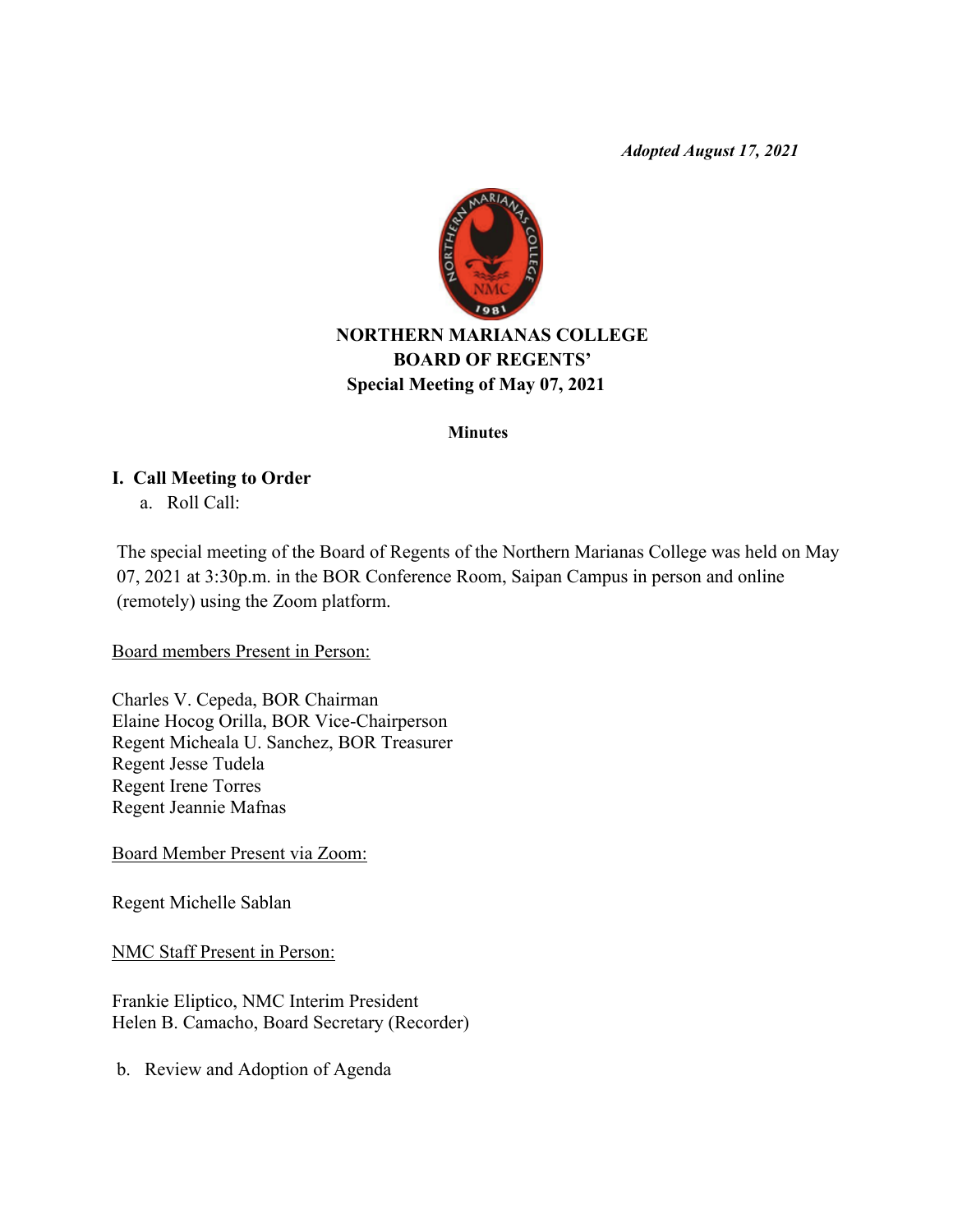*Adopted August 17, 2021*

# NORTHERN MARIANAS COLLEGE
## BOARD OF REGENTS'
## Special Meeting of May 07, 2021

**Minutes**

## I. Call Meeting to Order

a. Roll Call:

The special meeting of the Board of Regents of the Northern Marianas College was held on May 07, 2021 at 3:30p.m. in the BOR Conference Room, Saipan Campus in person and online (remotely) using the Zoom platform.

<u>Board members Present in Person:</u>

Charles V. Cepeda, BOR Chairman
Elaine Hocog Orilla, BOR Vice-Chairperson
Regent Micheala U. Sanchez, BOR Treasurer
Regent Jesse Tudela
Regent Irene Torres
Regent Jeannie Mafnas

<u>Board Member Present via Zoom:</u>

Regent Michelle Sablan

<u>NMC Staff Present in Person:</u>

Frankie Eliptico, NMC Interim President
Helen B. Camacho, Board Secretary (Recorder)

b. Review and Adoption of Agenda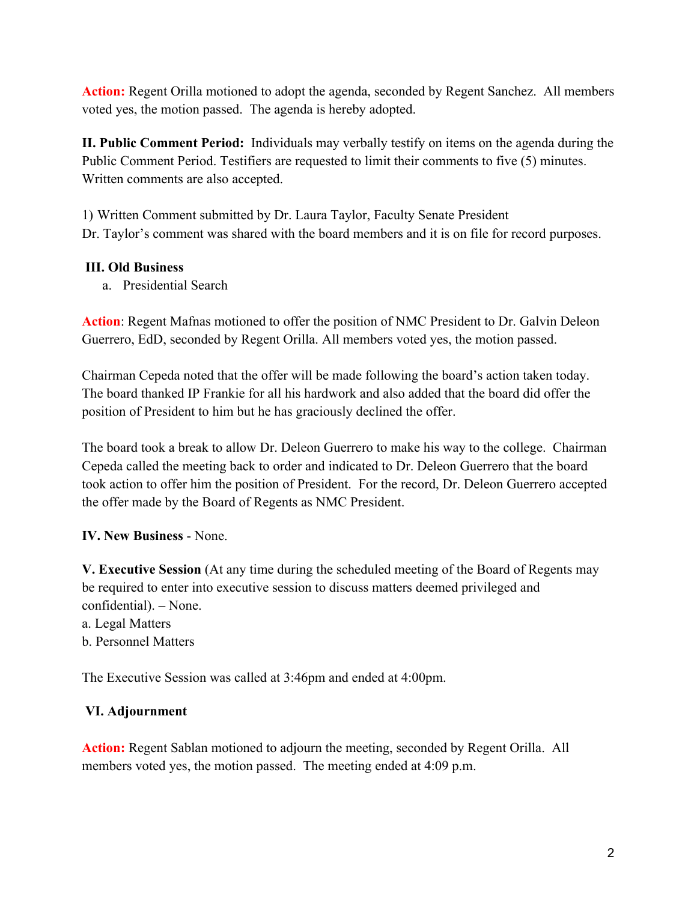**Action:** Regent Orilla motioned to adopt the agenda, seconded by Regent Sanchez. All members voted yes, the motion passed. The agenda is hereby adopted.

**II. Public Comment Period:** Individuals may verbally testify on items on the agenda during the Public Comment Period. Testifiers are requested to limit their comments to five (5) minutes. Written comments are also accepted.

1) Written Comment submitted by Dr. Laura Taylor, Faculty Senate President
Dr. Taylor's comment was shared with the board members and it is on file for record purposes.

**III. Old Business**

a. Presidential Search

**Action**: Regent Mafnas motioned to offer the position of NMC President to Dr. Galvin Deleon Guerrero, EdD, seconded by Regent Orilla. All members voted yes, the motion passed.

Chairman Cepeda noted that the offer will be made following the board's action taken today. The board thanked IP Frankie for all his hardwork and also added that the board did offer the position of President to him but he has graciously declined the offer.

The board took a break to allow Dr. Deleon Guerrero to make his way to the college. Chairman Cepeda called the meeting back to order and indicated to Dr. Deleon Guerrero that the board took action to offer him the position of President. For the record, Dr. Deleon Guerrero accepted the offer made by the Board of Regents as NMC President.

**IV. New Business** - None.

**V. Executive Session** (At any time during the scheduled meeting of the Board of Regents may be required to enter into executive session to discuss matters deemed privileged and confidential). – None.

a. Legal Matters

b. Personnel Matters

The Executive Session was called at 3:46pm and ended at 4:00pm.

**VI. Adjournment**

**Action:** Regent Sablan motioned to adjourn the meeting, seconded by Regent Orilla. All members voted yes, the motion passed. The meeting ended at 4:09 p.m.